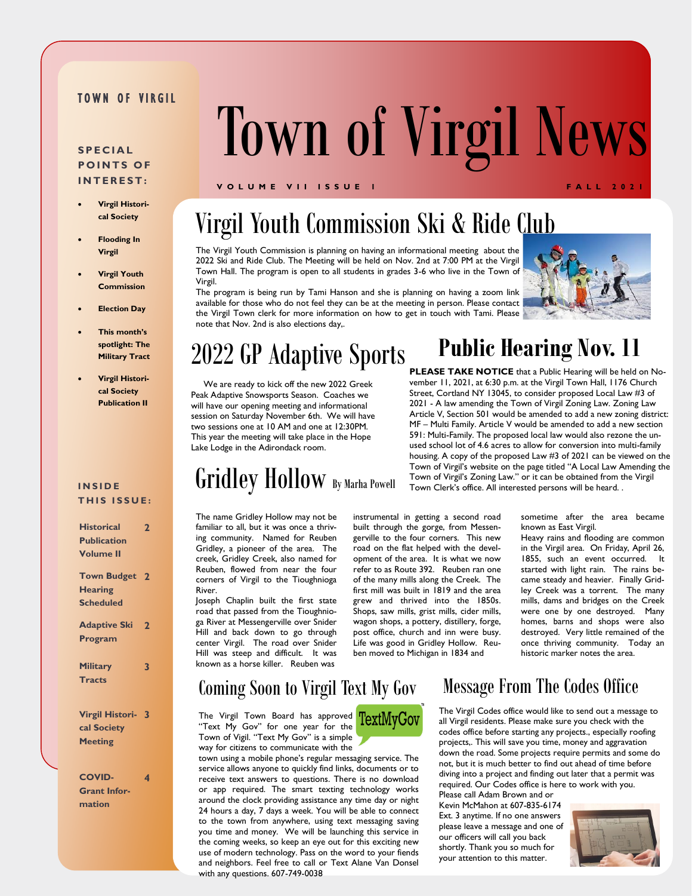# Town of Virgil News

**VOLUME VII ISSUE 1** **FALL 2021**

TOWN OF VIRGIL

**SPECIAL POINTS OF INTEREST:**

- Virgil Historical Society
- Flooding In Virgil
- Virgil Youth Commission
- Election Day
- This month's spotlight: The Military Tract
- Virgil Historical Society Publication II

**INSIDE THIS ISSUE:**

| | |
|---|---|
| Historical Publication Volume II | 2 |
| Town Budget Hearing Scheduled | 2 |
| Adaptive Ski Program | 2 |
| Military Tracts | 3 |
| Virgil Historical Society Meeting | 3 |
| COVID-Grant Information | 4 |

## Virgil Youth Commission Ski & Ride Club

The Virgil Youth Commission is planning on having an informational meeting about the 2022 Ski and Ride Club. The Meeting will be held on Nov. 2nd at 7:00 PM at the Virgil Town Hall. The program is open to all students in grades 3-6 who live in the Town of Virgil.

The program is being run by Tami Hanson and she is planning on having a zoom link available for those who do not feel they can be at the meeting in person. Please contact the Virgil Town clerk for more information on how to get in touch with Tami. Please note that Nov. 2nd is also elections day,.

## 2022 GP Adaptive Sports

We are ready to kick off the new 2022 Greek Peak Adaptive Snowsports Season. Coaches we will have our opening meeting and informational session on Saturday November 6th. We will have two sessions one at 10 AM and one at 12:30PM. This year the meeting will take place in the Hope Lake Lodge in the Adirondack room.

## Public Hearing Nov. 11

**PLEASE TAKE NOTICE** that a Public Hearing will be held on November 11, 2021, at 6:30 p.m. at the Virgil Town Hall, 1176 Church Street, Cortland NY 13045, to consider proposed Local Law #3 of 2021 - A law amending the Town of Virgil Zoning Law. Zoning Law Article V, Section 501 would be amended to add a new zoning district: MF – Multi Family. Article V would be amended to add a new section 591: Multi-Family. The proposed local law would also rezone the unused school lot of 4.6 acres to allow for conversion into multi-family housing. A copy of the proposed Law #3 of 2021 can be viewed on the Town of Virgil's website on the page titled "A Local Law Amending the Town of Virgil's Zoning Law." or it can be obtained from the Virgil Town Clerk's office. All interested persons will be heard. .

## Gridley Hollow *By Marha Powell*

The name Gridley Hollow may not be familiar to all, but it was once a thriving community. Named for Reuben Gridley, a pioneer of the area. The creek, Gridley Creek, also named for Reuben, flowed from near the four corners of Virgil to the Tioughnioga River.

Joseph Chaplin built the first state road that passed from the Tioughnioga River at Messengerville over Snider Hill and back down to go through center Virgil. The road over Snider Hill was steep and difficult. It was known as a horse killer. Reuben was instrumental in getting a second road built through the gorge, from Messengerville to the four corners. This new road on the flat helped with the development of the area. It is what we now refer to as Route 392. Reuben ran one of the many mills along the Creek. The first mill was built in 1819 and the area grew and thrived into the 1850s. Shops, saw mills, grist mills, cider mills, wagon shops, a pottery, distillery, forge, post office, church and inn were busy. Life was good in Gridley Hollow. Reuben moved to Michigan in 1834 and sometime after the area became known as East Virgil.

Heavy rains and flooding are common in the Virgil area. On Friday, April 26, 1855, such an event occurred. It started with light rain. The rains became steady and heavier. Finally Gridley Creek was a torrent. The many mills, dams and bridges on the Creek were one by one destroyed. Many homes, barns and shops were also destroyed. Very little remained of the once thriving community. Today an historic marker notes the area.

## Coming Soon to Virgil Text My Gov

The Virgil Town Board has approved "Text My Gov" for one year for the Town of Vigil. "Text My Gov" is a simple way for citizens to communicate with the town using a mobile phone's regular messaging service. The service allows anyone to quickly find links, documents or to receive text answers to questions. There is no download or app required. The smart texting technology works around the clock providing assistance any time day or night 24 hours a day, 7 days a week. You will be able to connect to the town from anywhere, using text messaging saving you time and money. We will be launching this service in the coming weeks, so keep an eye out for this exciting new use of modern technology. Pass on the word to your fiends and neighbors. Feel free to call or Text Alane Van Donsel with any questions. 607-749-0038

## Message From The Codes Office

The Virgil Codes office would like to send out a message to all Virgil residents. Please make sure you check with the codes office before starting any projects., especially roofing projects,. This will save you time, money and aggravation down the road. Some projects require permits and some do not, but it is much better to find out ahead of time before diving into a project and finding out later that a permit was required. Our Codes office is here to work with you. Please call Adam Brown and or Kevin McMahon at 607-835-6174 Ext. 3 anytime. If no one answers please leave a message and one of our officers will call you back shortly. Thank you so much for your attention to this matter.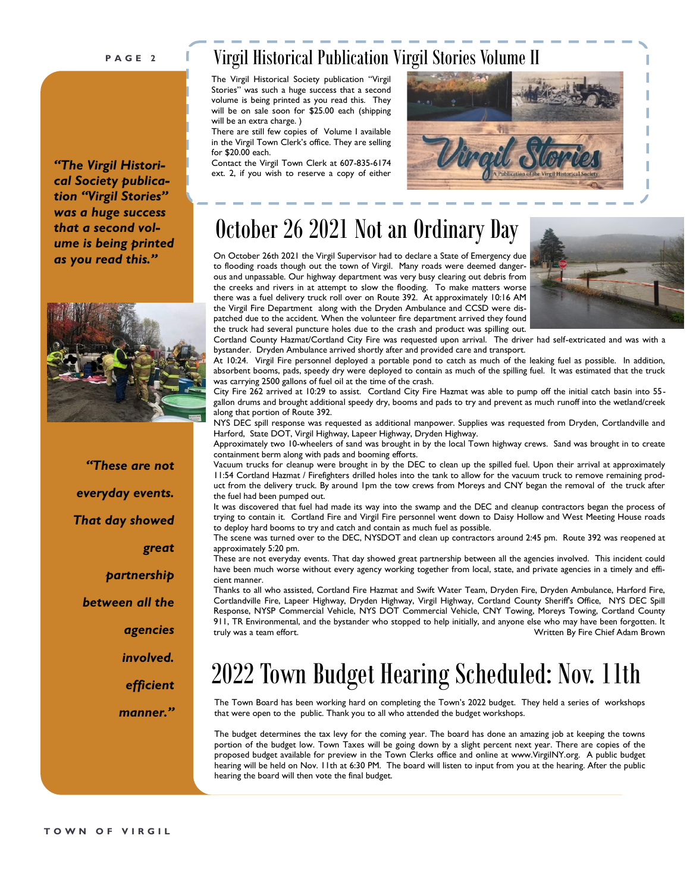## Virgil Historical Publication Virgil Stories Volume II

The Virgil Historical Society publication "Virgil Stories" was such a huge success that a second volume is being printed as you read this. They will be on sale soon for $25.00 each (shipping will be an extra charge. )

There are still few copies of Volume I available in the Virgil Town Clerk's office. They are selling for $20.00 each.

Contact the Virgil Town Clerk at 607-835-6174 ext. 2, if you wish to reserve a copy of either

***"The Virgil Historical Society publication "Virgil Stories" was a huge success that a second volume is being printed as you read this."***

## October 26 2021 Not an Ordinary Day

On October 26th 2021 the Virgil Supervisor had to declare a State of Emergency due to flooding roads though out the town of Virgil. Many roads were deemed dangerous and unpassable. Our highway department was very busy clearing out debris from the creeks and rivers in at attempt to slow the flooding. To make matters worse there was a fuel delivery truck roll over on Route 392. At approximately 10:16 AM the Virgil Fire Department along with the Dryden Ambulance and CCSD were dispatched due to the accident. When the volunteer fire department arrived they found the truck had several puncture holes due to the crash and product was spilling out. Cortland County Hazmat/Cortland City Fire was requested upon arrival. The driver had self-extricated and was with a bystander. Dryden Ambulance arrived shortly after and provided care and transport.

At 10:24. Virgil Fire personnel deployed a portable pond to catch as much of the leaking fuel as possible. In addition, absorbent booms, pads, speedy dry were deployed to contain as much of the spilling fuel. It was estimated that the truck was carrying 2500 gallons of fuel oil at the time of the crash.

City Fire 262 arrived at 10:29 to assist. Cortland City Fire Hazmat was able to pump off the initial catch basin into 55-gallon drums and brought additional speedy dry, booms and pads to try and prevent as much runoff into the wetland/creek along that portion of Route 392.

NYS DEC spill response was requested as additional manpower. Supplies was requested from Dryden, Cortlandville and Harford, State DOT, Virgil Highway, Lapeer Highway, Dryden Highway.

Approximately two 10-wheelers of sand was brought in by the local Town highway crews. Sand was brought in to create containment berm along with pads and booming efforts.

Vacuum trucks for cleanup were brought in by the DEC to clean up the spilled fuel. Upon their arrival at approximately 11:54 Cortland Hazmat / Firefighters drilled holes into the tank to allow for the vacuum truck to remove remaining product from the delivery truck. By around 1pm the tow crews from Moreys and CNY began the removal of the truck after the fuel had been pumped out.

It was discovered that fuel had made its way into the swamp and the DEC and cleanup contractors began the process of trying to contain it. Cortland Fire and Virgil Fire personnel went down to Daisy Hollow and West Meeting House roads to deploy hard booms to try and catch and contain as much fuel as possible.

The scene was turned over to the DEC, NYSDOT and clean up contractors around 2:45 pm. Route 392 was reopened at approximately 5:20 pm.

These are not everyday events. That day showed great partnership between all the agencies involved. This incident could have been much worse without every agency working together from local, state, and private agencies in a timely and efficient manner.

Thanks to all who assisted, Cortland Fire Hazmat and Swift Water Team, Dryden Fire, Dryden Ambulance, Harford Fire, Cortlandville Fire, Lapeer Highway, Dryden Highway, Virgil Highway, Cortland County Sheriff's Office, NYS DEC Spill Response, NYSP Commercial Vehicle, NYS DOT Commercial Vehicle, CNY Towing, Moreys Towing, Cortland County 911, TR Environmental, and the bystander who stopped to help initially, and anyone else who may have been forgotten. It truly was a team effort.

Written By Fire Chief Adam Brown

***"These are not everyday events. That day showed great partnership between all the agencies involved. efficient manner."***

## 2022 Town Budget Hearing Scheduled: Nov. 11th

The Town Board has been working hard on completing the Town's 2022 budget. They held a series of workshops that were open to the public. Thank you to all who attended the budget workshops.

The budget determines the tax levy for the coming year. The board has done an amazing job at keeping the towns portion of the budget low. Town Taxes will be going down by a slight percent next year. There are copies of the proposed budget available for preview in the Town Clerks office and online at www.VirgilNY.org. A public budget hearing will be held on Nov. 11th at 6:30 PM. The board will listen to input from you at the hearing. After the public hearing the board will then vote the final budget.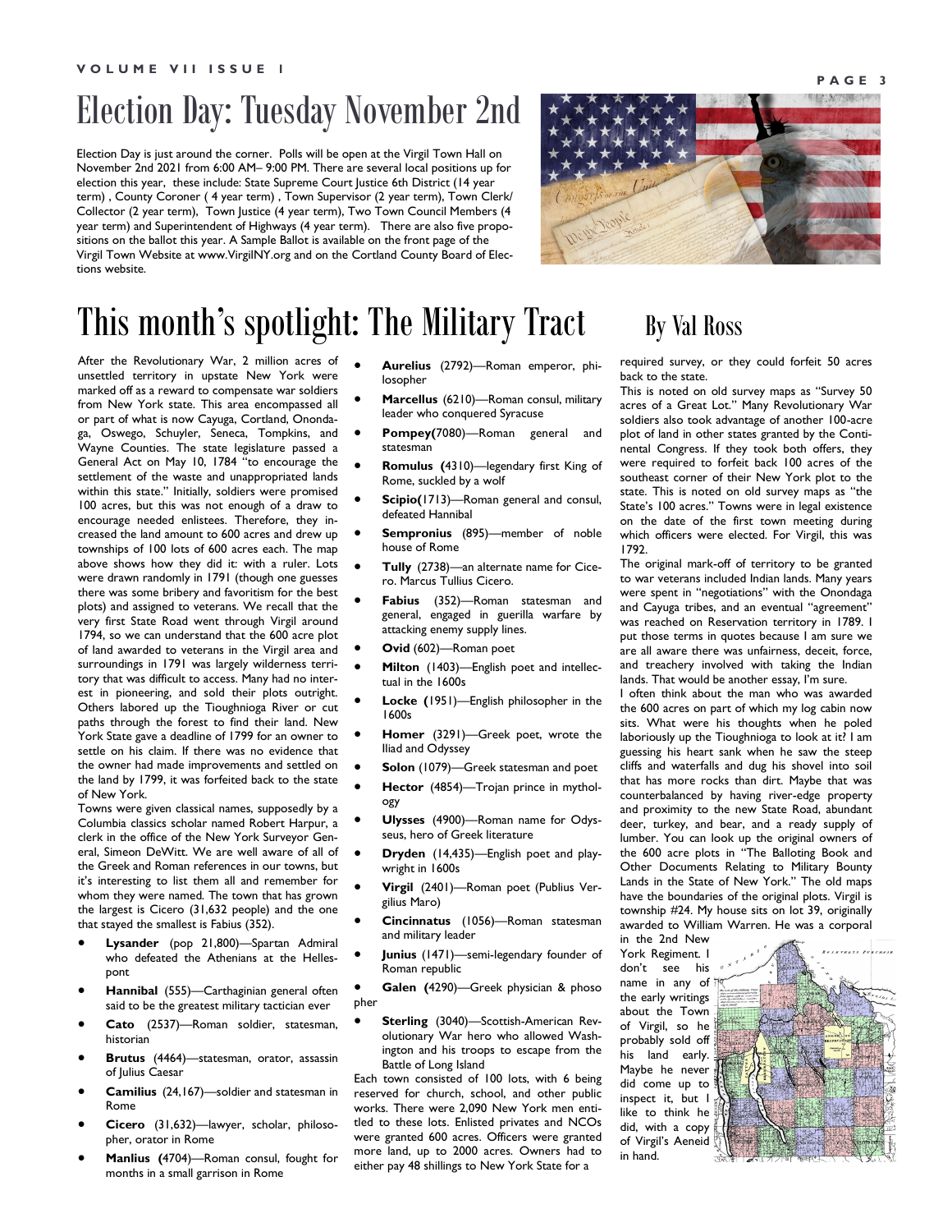# Election Day: Tuesday November 2nd

Election Day is just around the corner. Polls will be open at the Virgil Town Hall on November 2nd 2021 from 6:00 AM– 9:00 PM. There are several local positions up for election this year, these include: State Supreme Court Justice 6th District (14 year term) , County Coroner ( 4 year term) , Town Supervisor (2 year term), Town Clerk/ Collector (2 year term), Town Justice (4 year term), Two Town Council Members (4 year term) and Superintendent of Highways (4 year term). There are also five propositions on the ballot this year. A Sample Ballot is available on the front page of the Virgil Town Website at www.VirgilNY.org and on the Cortland County Board of Elections website.

# This month's spotlight: The Military Tract

## By Val Ross

After the Revolutionary War, 2 million acres of unsettled territory in upstate New York were marked off as a reward to compensate war soldiers from New York state. This area encompassed all or part of what is now Cayuga, Cortland, Onondaga, Oswego, Schuyler, Seneca, Tompkins, and Wayne Counties. The state legislature passed a General Act on May 10, 1784 "to encourage the settlement of the waste and unappropriated lands within this state." Initially, soldiers were promised 100 acres, but this was not enough of a draw to encourage needed enlistees. Therefore, they increased the land amount to 600 acres and drew up townships of 100 lots of 600 acres each. The map above shows how they did it: with a ruler. Lots were drawn randomly in 1791 (though one guesses there was some bribery and favoritism for the best plots) and assigned to veterans. We recall that the very first State Road went through Virgil around 1794, so we can understand that the 600 acre plot of land awarded to veterans in the Virgil area and surroundings in 1791 was largely wilderness territory that was difficult to access. Many had no interest in pioneering, and sold their plots outright. Others labored up the Tioughnioga River or cut paths through the forest to find their land. New York State gave a deadline of 1799 for an owner to settle on his claim. If there was no evidence that the owner had made improvements and settled on the land by 1799, it was forfeited back to the state of New York.

Towns were given classical names, supposedly by a Columbia classics scholar named Robert Harpur, a clerk in the office of the New York Surveyor General, Simeon DeWitt. We are well aware of all of the Greek and Roman references in our towns, but it's interesting to list them all and remember for whom they were named. The town that has grown the largest is Cicero (31,632 people) and the one that stayed the smallest is Fabius (352).

- **Lysander** (pop 21,800)—Spartan Admiral who defeated the Athenians at the Hellespont
- **Hannibal** (555)—Carthaginian general often said to be the greatest military tactician ever
- **Cato** (2537)—Roman soldier, statesman, historian
- **Brutus** (4464)—statesman, orator, assassin of Julius Caesar
- **Camilius** (24,167)—soldier and statesman in Rome
- **Cicero** (31,632)—lawyer, scholar, philosopher, orator in Rome
- **Manlius** (4704)—Roman consul, fought for months in a small garrison in Rome
- **Aurelius** (2792)—Roman emperor, philosopher
- **Marcellus** (6210)—Roman consul, military leader who conquered Syracuse
- **Pompey**(7080)—Roman general and statesman
- **Romulus** (4310)—legendary first King of Rome, suckled by a wolf
- **Scipio**(1713)—Roman general and consul, defeated Hannibal
- **Sempronius** (895)—member of noble house of Rome
- **Tully** (2738)—an alternate name for Cicero. Marcus Tullius Cicero.
- **Fabius** (352)—Roman statesman and general, engaged in guerilla warfare by attacking enemy supply lines.
- **Ovid** (602)—Roman poet
- **Milton** (1403)—English poet and intellectual in the 1600s
- **Locke** (1951)—English philosopher in the 1600s
- **Homer** (3291)—Greek poet, wrote the Iliad and Odyssey
- **Solon** (1079)—Greek statesman and poet
- **Hector** (4854)—Trojan prince in mythology
- **Ulysses** (4900)—Roman name for Odysseus, hero of Greek literature
- **Dryden** (14,435)—English poet and playwright in 1600s
- **Virgil** (2401)—Roman poet (Publius Vergilius Maro)
- **Cincinnatus** (1056)—Roman statesman and military leader
- **Junius** (1471)—semi-legendary founder of Roman republic
- **Galen** (4290)—Greek physician & phosopher
- **Sterling** (3040)—Scottish-American Revolutionary War hero who allowed Washington and his troops to escape from the Battle of Long Island

Each town consisted of 100 lots, with 6 being reserved for church, school, and other public works. There were 2,090 New York men entitled to these lots. Enlisted privates and NCOs were granted 600 acres. Officers were granted more land, up to 2000 acres. Owners had to either pay 48 shillings to New York State for a required survey, or they could forfeit 50 acres back to the state.

This is noted on old survey maps as "Survey 50 acres of a Great Lot." Many Revolutionary War soldiers also took advantage of another 100-acre plot of land in other states granted by the Continental Congress. If they took both offers, they were required to forfeit back 100 acres of the southeast corner of their New York plot to the state. This is noted on old survey maps as "the State's 100 acres." Towns were in legal existence on the date of the first town meeting during which officers were elected. For Virgil, this was 1792.

The original mark-off of territory to be granted to war veterans included Indian lands. Many years were spent in "negotiations" with the Onondaga and Cayuga tribes, and an eventual "agreement" was reached on Reservation territory in 1789. I put those terms in quotes because I am sure we are all aware there was unfairness, deceit, force, and treachery involved with taking the Indian lands. That would be another essay, I'm sure.

I often think about the man who was awarded the 600 acres on part of which my log cabin now sits. What were his thoughts when he poled laboriously up the Tioughnioga to look at it? I am guessing his heart sank when he saw the steep cliffs and waterfalls and dug his shovel into soil that has more rocks than dirt. Maybe that was counterbalanced by having river-edge property and proximity to the new State Road, abundant deer, turkey, and bear, and a ready supply of lumber. You can look up the original owners of the 600 acre plots in "The Balloting Book and Other Documents Relating to Military Bounty Lands in the State of New York." The old maps have the boundaries of the original plots. Virgil is township #24. My house sits on lot 39, originally awarded to William Warren. He was a corporal in the 2nd New York Regiment. I don't see his name in any of the early writings about the Town of Virgil, so he probably sold off his land early. Maybe he never did come up to inspect it, but I like to think he did, with a copy of Virgil's Aeneid in hand.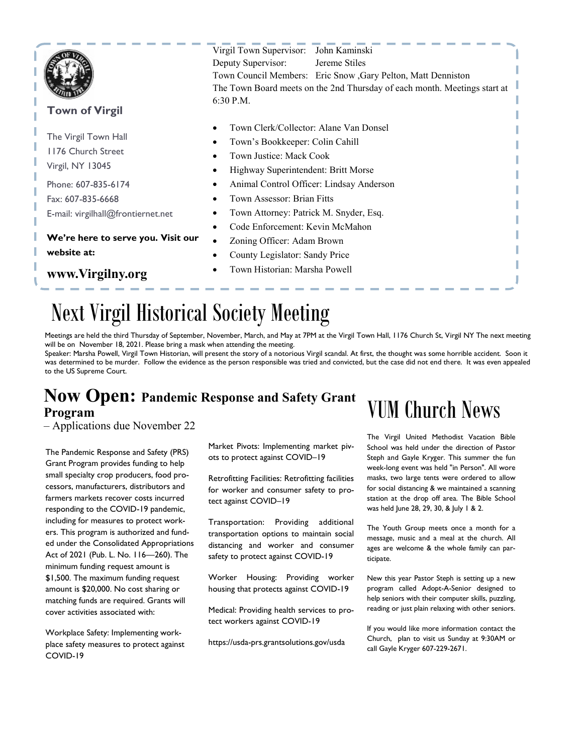**Town of Virgil**

The Virgil Town Hall
1176 Church Street
Virgil, NY 13045

Phone: 607-835-6174
Fax: 607-835-6668
E-mail: virgilhall@frontiernet.net

**We're here to serve you. Visit our website at:**

**www.Virgilny.org**

Virgil Town Supervisor: John Kaminski
Deputy Supervisor: Jereme Stiles
Town Council Members: Eric Snow ,Gary Pelton, Matt Denniston
The Town Board meets on the 2nd Thursday of each month. Meetings start at 6:30 P.M.

- Town Clerk/Collector: Alane Van Donsel
- Town's Bookkeeper: Colin Cahill
- Town Justice: Mack Cook
- Highway Superintendent: Britt Morse
- Animal Control Officer: Lindsay Anderson
- Town Assessor: Brian Fitts
- Town Attorney: Patrick M. Snyder, Esq.
- Code Enforcement: Kevin McMahon
- Zoning Officer: Adam Brown
- County Legislator: Sandy Price
- Town Historian: Marsha Powell

# Next Virgil Historical Society Meeting

Meetings are held the third Thursday of September, November, March, and May at 7PM at the Virgil Town Hall, 1176 Church St, Virgil NY The next meeting will be on November 18, 2021. Please bring a mask when attending the meeting.
Speaker: Marsha Powell, Virgil Town Historian, will present the story of a notorious Virgil scandal. At first, the thought was some horrible accident. Soon it was determined to be murder. Follow the evidence as the person responsible was tried and convicted, but the case did not end there. It was even appealed to the US Supreme Court.

## Now Open: Pandemic Response and Safety Grant Program

– Applications due November 22

The Pandemic Response and Safety (PRS) Grant Program provides funding to help small specialty crop producers, food processors, manufacturers, distributors and farmers markets recover costs incurred responding to the COVID-19 pandemic, including for measures to protect workers. This program is authorized and funded under the Consolidated Appropriations Act of 2021 (Pub. L. No. 116—260). The minimum funding request amount is $1,500. The maximum funding request amount is $20,000. No cost sharing or matching funds are required. Grants will cover activities associated with:

Workplace Safety: Implementing workplace safety measures to protect against COVID-19

Market Pivots: Implementing market pivots to protect against COVID–19

Retrofitting Facilities: Retrofitting facilities for worker and consumer safety to protect against COVID–19

Transportation: Providing additional transportation options to maintain social distancing and worker and consumer safety to protect against COVID-19

Worker Housing: Providing worker housing that protects against COVID-19

Medical: Providing health services to protect workers against COVID-19

https://usda-prs.grantsolutions.gov/usda

# VUM Church News

The Virgil United Methodist Vacation Bible School was held under the direction of Pastor Steph and Gayle Kryger. This summer the fun week-long event was held "in Person". All wore masks, two large tents were ordered to allow for social distancing & we maintained a scanning station at the drop off area. The Bible School was held June 28, 29, 30, & July 1 & 2.

The Youth Group meets once a month for a message, music and a meal at the church. All ages are welcome & the whole family can participate.

New this year Pastor Steph is setting up a new program called Adopt-A-Senior designed to help seniors with their computer skills, puzzling, reading or just plain relaxing with other seniors.

If you would like more information contact the Church, plan to visit us Sunday at 9:30AM or call Gayle Kryger 607-229-2671.